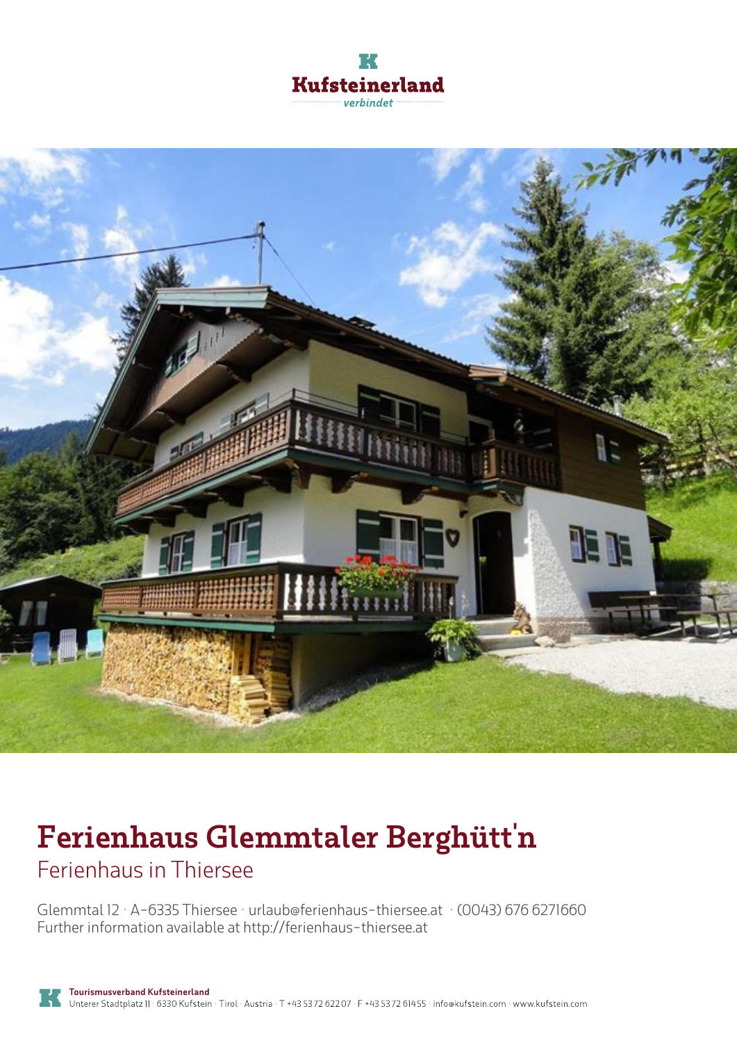Kufsteinerland

verbindet

# Ferienhaus Glemmtaler Berghütt'n

## Ferienhaus in Thiersee

Glemmtal 12 · A-6335 Thiersee · urlaub@ferienhaus-thiersee.at · (0043) 676 6271660
Further information available at http://ferienhaus-thiersee.at

**Tourismusverband Kufsteinerland**
Unterer Stadtplatz 11 · 6330 Kufstein · Tirol · Austria · T +43 5372 62207 · F +43 5372 61455 · info@kufstein.com · www.kufstein.com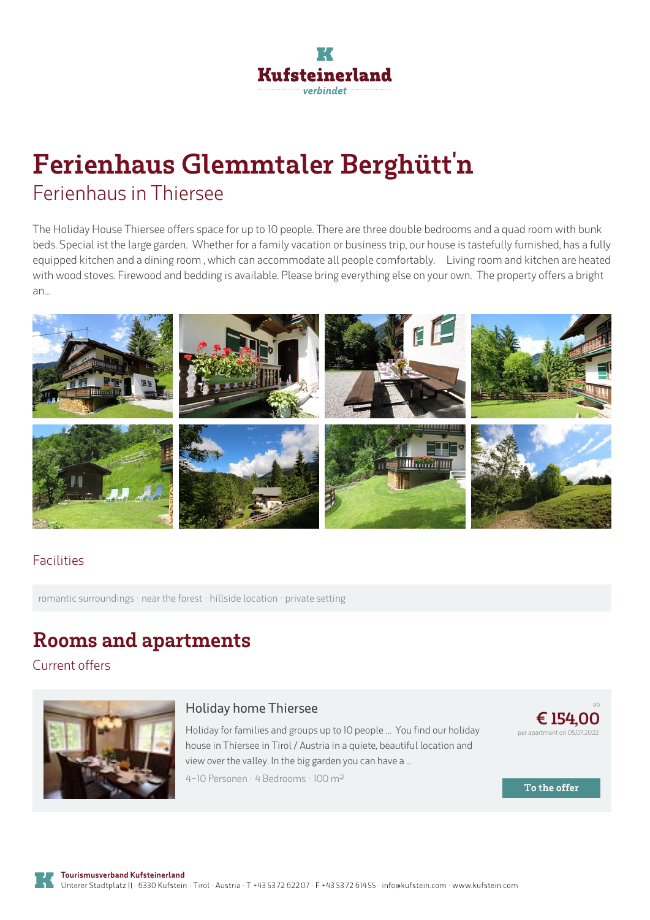# Ferienhaus Glemmtaler Berghütt'n

Ferienhaus in Thiersee

The Holiday House Thiersee offers space for up to 10 people. There are three double bedrooms and a quad room with bunk beds. Special ist the large garden. Whether for a family vacation or business trip, our house is tastefully furnished, has a fully equipped kitchen and a dining room , which can accommodate all people comfortably.   Living room and kitchen are heated with wood stoves. Firewood and bedding is available. Please bring everything else on your own. The property offers a bright an...

## Facilities

romantic surroundings · near the forest · hillside location · private setting

## Rooms and apartments

Current offers

### Holiday home Thiersee

Holiday for families and groups up to 10 people ... You find our holiday house in Thiersee in Tirol / Austria in a quiete, beautiful location and view over the valley. In the big garden you can have a ...

4-10 Personen · 4 Bedrooms · 100 m²

ab **€ 154,00** per apartment on 05.07.2022

To the offer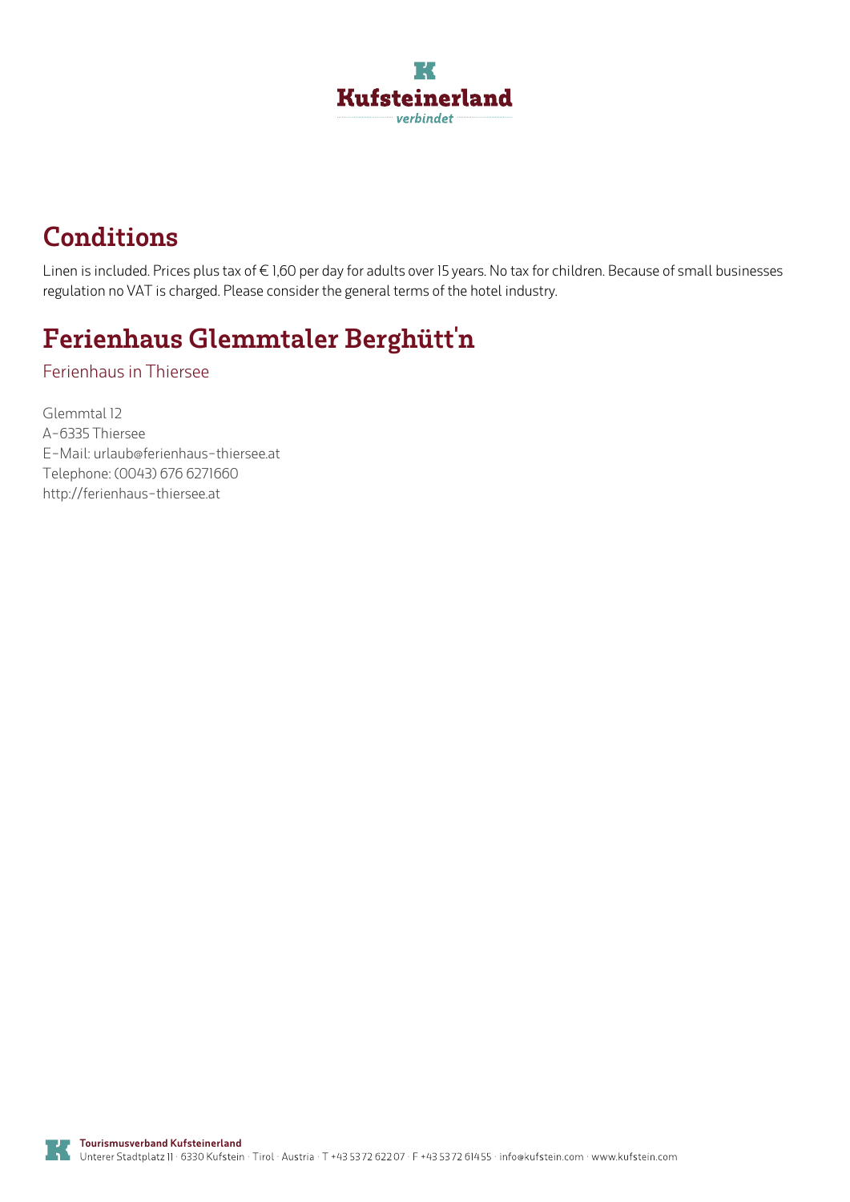## Conditions

Linen is included. Prices plus tax of € 1,60 per day for adults over 15 years. No tax for children. Because of small businesses regulation no VAT is charged. Please consider the general terms of the hotel industry.

## Ferienhaus Glemmtaler Berghütt'n

Ferienhaus in Thiersee

Glemmtal 12
A-6335 Thiersee
E-Mail: urlaub@ferienhaus-thiersee.at
Telephone: (0043) 676 6271660
http://ferienhaus-thiersee.at